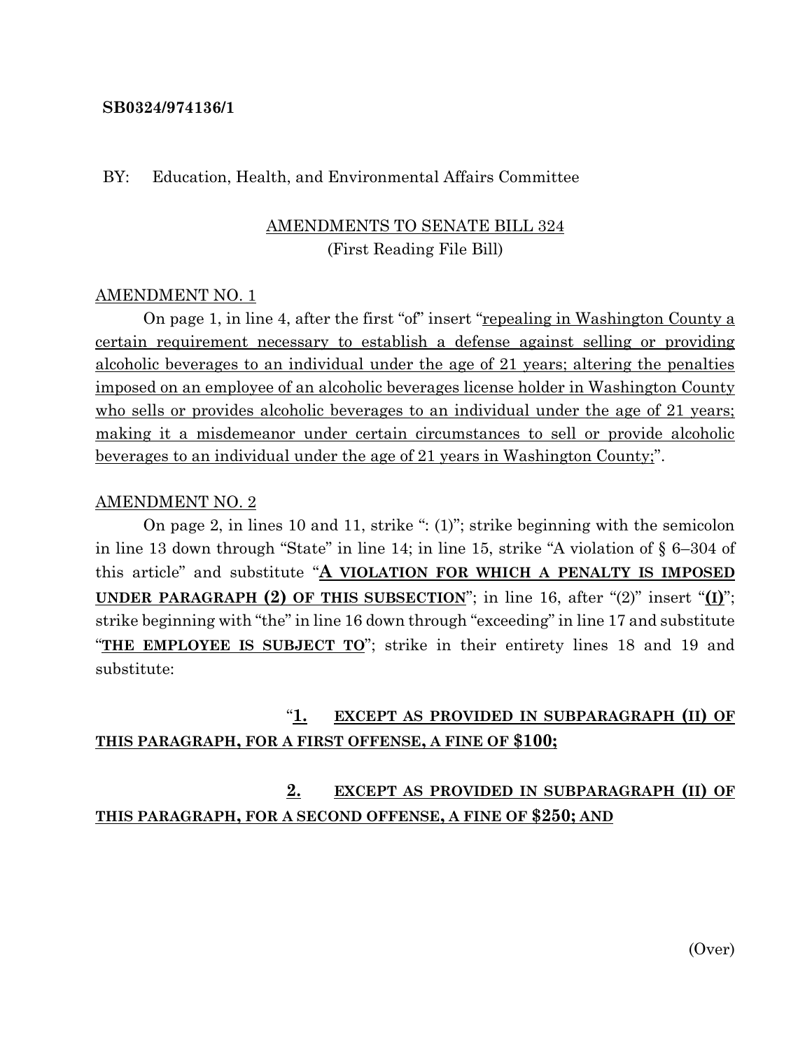**SB0324/974136/1**

BY: Education, Health, and Environmental Affairs Committee

AMENDMENTS TO SENATE BILL 324
(First Reading File Bill)

AMENDMENT NO. 1

On page 1, in line 4, after the first "of" insert "repealing in Washington County a certain requirement necessary to establish a defense against selling or providing alcoholic beverages to an individual under the age of 21 years; altering the penalties imposed on an employee of an alcoholic beverages license holder in Washington County who sells or provides alcoholic beverages to an individual under the age of 21 years; making it a misdemeanor under certain circumstances to sell or provide alcoholic beverages to an individual under the age of 21 years in Washington County;".

AMENDMENT NO. 2

On page 2, in lines 10 and 11, strike ": (1)"; strike beginning with the semicolon in line 13 down through "State" in line 14; in line 15, strike "A violation of § 6–304 of this article" and substitute "**A VIOLATION FOR WHICH A PENALTY IS IMPOSED UNDER PARAGRAPH (2) OF THIS SUBSECTION**"; in line 16, after "(2)" insert "**(I)**"; strike beginning with "the" in line 16 down through "exceeding" in line 17 and substitute "**THE EMPLOYEE IS SUBJECT TO**"; strike in their entirety lines 18 and 19 and substitute:

"**1. EXCEPT AS PROVIDED IN SUBPARAGRAPH (II) OF THIS PARAGRAPH, FOR A FIRST OFFENSE, A FINE OF $100;**

**2. EXCEPT AS PROVIDED IN SUBPARAGRAPH (II) OF THIS PARAGRAPH, FOR A SECOND OFFENSE, A FINE OF $250; AND**

(Over)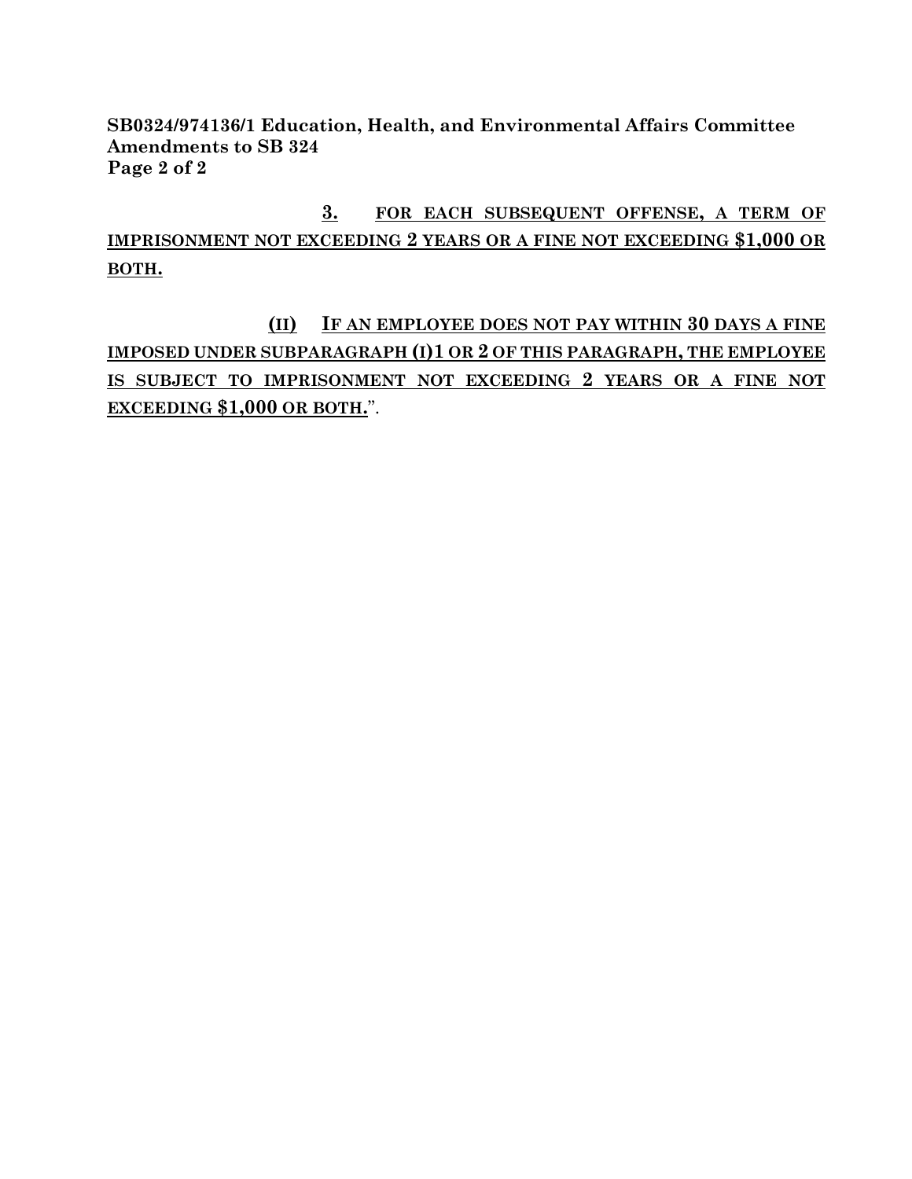**3. FOR EACH SUBSEQUENT OFFENSE, A TERM OF IMPRISONMENT NOT EXCEEDING 2 YEARS OR A FINE NOT EXCEEDING $1,000 OR BOTH.**

**(II) IF AN EMPLOYEE DOES NOT PAY WITHIN 30 DAYS A FINE IMPOSED UNDER SUBPARAGRAPH (I)1 OR 2 OF THIS PARAGRAPH, THE EMPLOYEE IS SUBJECT TO IMPRISONMENT NOT EXCEEDING 2 YEARS OR A FINE NOT EXCEEDING $1,000 OR BOTH.**".